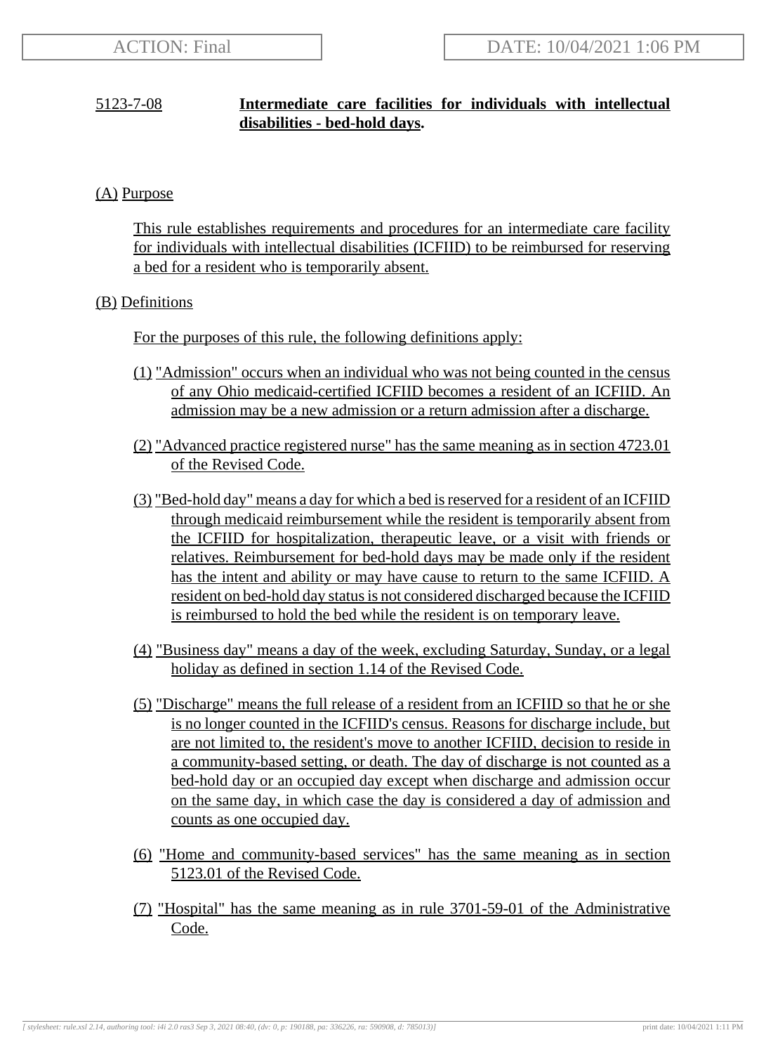ACTION: Final | DATE: 10/04/2021 1:06 PM

**5123-7-08 Intermediate care facilities for individuals with intellectual disabilities - bed-hold days.**

(A) Purpose

This rule establishes requirements and procedures for an intermediate care facility for individuals with intellectual disabilities (ICFIID) to be reimbursed for reserving a bed for a resident who is temporarily absent.

(B) Definitions

For the purposes of this rule, the following definitions apply:

(1) "Admission" occurs when an individual who was not being counted in the census of any Ohio medicaid-certified ICFIID becomes a resident of an ICFIID. An admission may be a new admission or a return admission after a discharge.

(2) "Advanced practice registered nurse" has the same meaning as in section 4723.01 of the Revised Code.

(3) "Bed-hold day" means a day for which a bed is reserved for a resident of an ICFIID through medicaid reimbursement while the resident is temporarily absent from the ICFIID for hospitalization, therapeutic leave, or a visit with friends or relatives. Reimbursement for bed-hold days may be made only if the resident has the intent and ability or may have cause to return to the same ICFIID. A resident on bed-hold day status is not considered discharged because the ICFIID is reimbursed to hold the bed while the resident is on temporary leave.

(4) "Business day" means a day of the week, excluding Saturday, Sunday, or a legal holiday as defined in section 1.14 of the Revised Code.

(5) "Discharge" means the full release of a resident from an ICFIID so that he or she is no longer counted in the ICFIID's census. Reasons for discharge include, but are not limited to, the resident's move to another ICFIID, decision to reside in a community-based setting, or death. The day of discharge is not counted as a bed-hold day or an occupied day except when discharge and admission occur on the same day, in which case the day is considered a day of admission and counts as one occupied day.

(6) "Home and community-based services" has the same meaning as in section 5123.01 of the Revised Code.

(7) "Hospital" has the same meaning as in rule 3701-59-01 of the Administrative Code.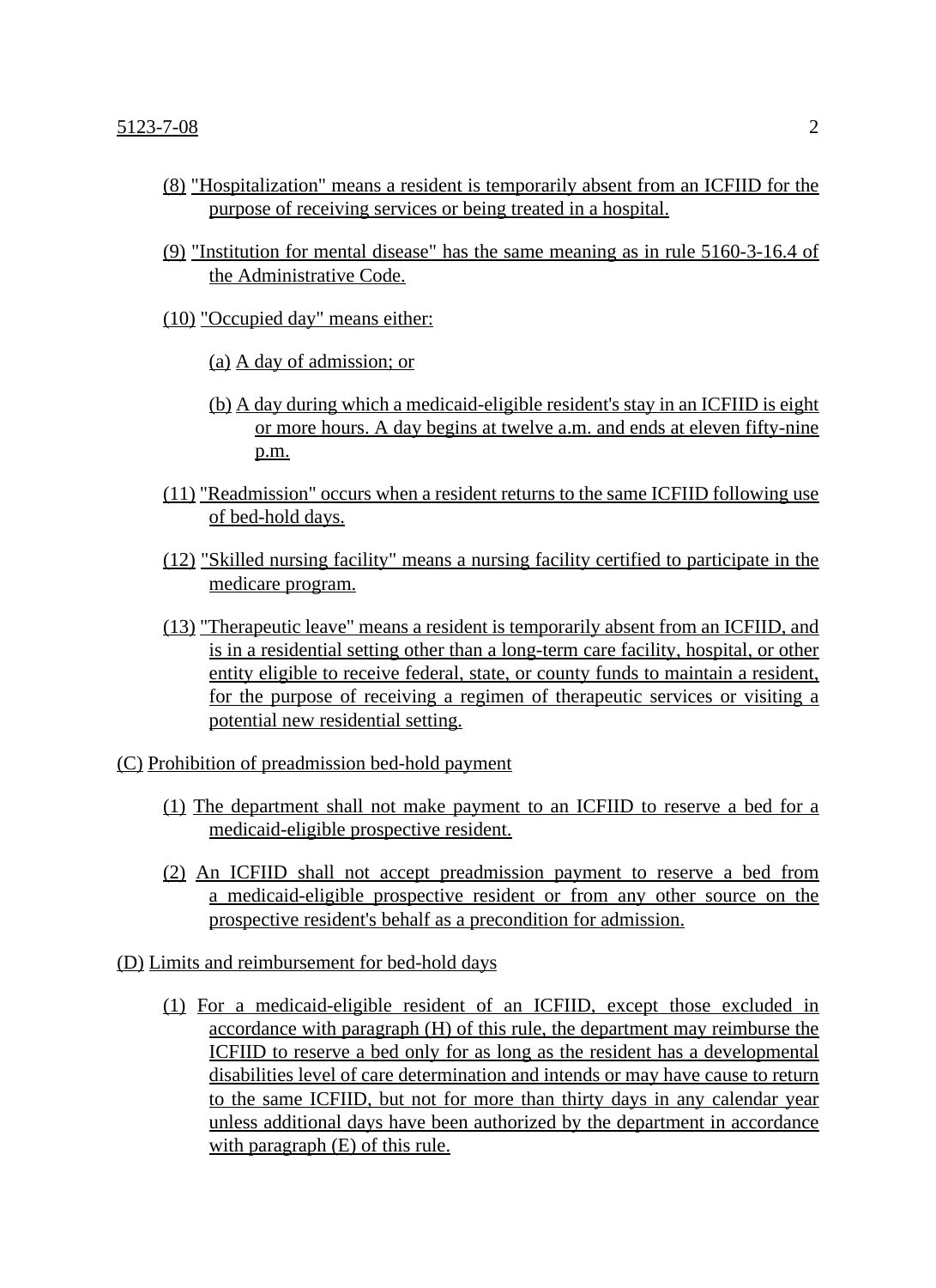(8) "Hospitalization" means a resident is temporarily absent from an ICFIID for the purpose of receiving services or being treated in a hospital.

(9) "Institution for mental disease" has the same meaning as in rule 5160-3-16.4 of the Administrative Code.

(10) "Occupied day" means either:

(a) A day of admission; or

(b) A day during which a medicaid-eligible resident's stay in an ICFIID is eight or more hours. A day begins at twelve a.m. and ends at eleven fifty-nine p.m.

(11) "Readmission" occurs when a resident returns to the same ICFIID following use of bed-hold days.

(12) "Skilled nursing facility" means a nursing facility certified to participate in the medicare program.

(13) "Therapeutic leave" means a resident is temporarily absent from an ICFIID, and is in a residential setting other than a long-term care facility, hospital, or other entity eligible to receive federal, state, or county funds to maintain a resident, for the purpose of receiving a regimen of therapeutic services or visiting a potential new residential setting.

(C) Prohibition of preadmission bed-hold payment

(1) The department shall not make payment to an ICFIID to reserve a bed for a medicaid-eligible prospective resident.

(2) An ICFIID shall not accept preadmission payment to reserve a bed from a medicaid-eligible prospective resident or from any other source on the prospective resident's behalf as a precondition for admission.

(D) Limits and reimbursement for bed-hold days

(1) For a medicaid-eligible resident of an ICFIID, except those excluded in accordance with paragraph (H) of this rule, the department may reimburse the ICFIID to reserve a bed only for as long as the resident has a developmental disabilities level of care determination and intends or may have cause to return to the same ICFIID, but not for more than thirty days in any calendar year unless additional days have been authorized by the department in accordance with paragraph (E) of this rule.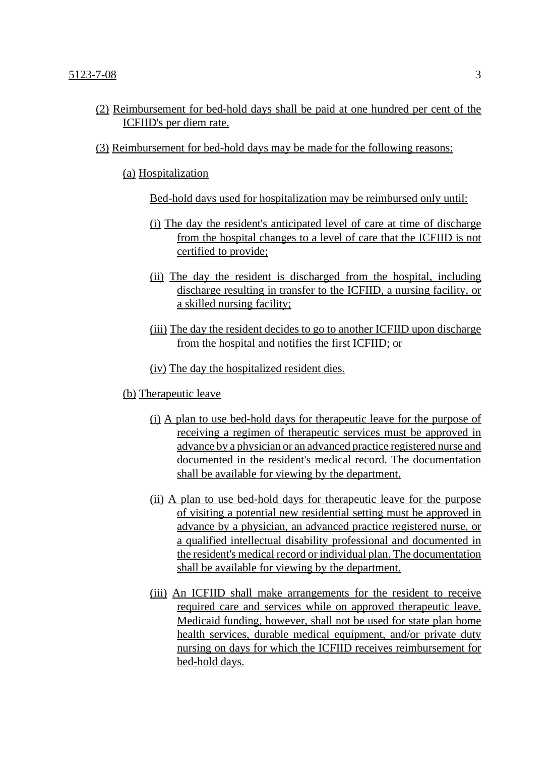(2) Reimbursement for bed-hold days shall be paid at one hundred per cent of the ICFIID's per diem rate.

(3) Reimbursement for bed-hold days may be made for the following reasons:

(a) Hospitalization

Bed-hold days used for hospitalization may be reimbursed only until:

(i) The day the resident's anticipated level of care at time of discharge from the hospital changes to a level of care that the ICFIID is not certified to provide;

(ii) The day the resident is discharged from the hospital, including discharge resulting in transfer to the ICFIID, a nursing facility, or a skilled nursing facility;

(iii) The day the resident decides to go to another ICFIID upon discharge from the hospital and notifies the first ICFIID; or

(iv) The day the hospitalized resident dies.

(b) Therapeutic leave

(i) A plan to use bed-hold days for therapeutic leave for the purpose of receiving a regimen of therapeutic services must be approved in advance by a physician or an advanced practice registered nurse and documented in the resident's medical record. The documentation shall be available for viewing by the department.

(ii) A plan to use bed-hold days for therapeutic leave for the purpose of visiting a potential new residential setting must be approved in advance by a physician, an advanced practice registered nurse, or a qualified intellectual disability professional and documented in the resident's medical record or individual plan. The documentation shall be available for viewing by the department.

(iii) An ICFIID shall make arrangements for the resident to receive required care and services while on approved therapeutic leave. Medicaid funding, however, shall not be used for state plan home health services, durable medical equipment, and/or private duty nursing on days for which the ICFIID receives reimbursement for bed-hold days.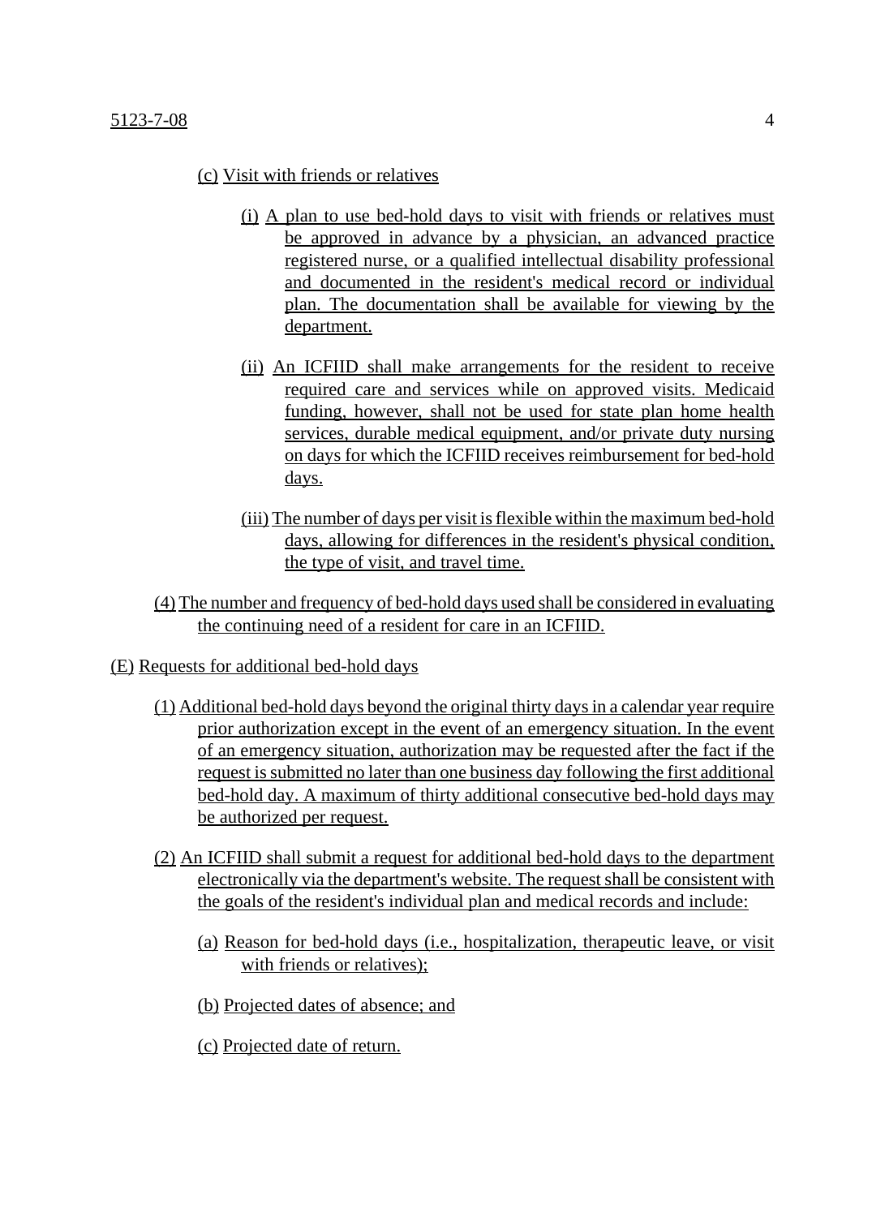(c) Visit with friends or relatives

(i) A plan to use bed-hold days to visit with friends or relatives must be approved in advance by a physician, an advanced practice registered nurse, or a qualified intellectual disability professional and documented in the resident's medical record or individual plan. The documentation shall be available for viewing by the department.

(ii) An ICFIID shall make arrangements for the resident to receive required care and services while on approved visits. Medicaid funding, however, shall not be used for state plan home health services, durable medical equipment, and/or private duty nursing on days for which the ICFIID receives reimbursement for bed-hold days.

(iii) The number of days per visit is flexible within the maximum bed-hold days, allowing for differences in the resident's physical condition, the type of visit, and travel time.

(4) The number and frequency of bed-hold days used shall be considered in evaluating the continuing need of a resident for care in an ICFIID.

(E) Requests for additional bed-hold days

(1) Additional bed-hold days beyond the original thirty days in a calendar year require prior authorization except in the event of an emergency situation. In the event of an emergency situation, authorization may be requested after the fact if the request is submitted no later than one business day following the first additional bed-hold day. A maximum of thirty additional consecutive bed-hold days may be authorized per request.

(2) An ICFIID shall submit a request for additional bed-hold days to the department electronically via the department's website. The request shall be consistent with the goals of the resident's individual plan and medical records and include:

(a) Reason for bed-hold days (i.e., hospitalization, therapeutic leave, or visit with friends or relatives);

(b) Projected dates of absence; and

(c) Projected date of return.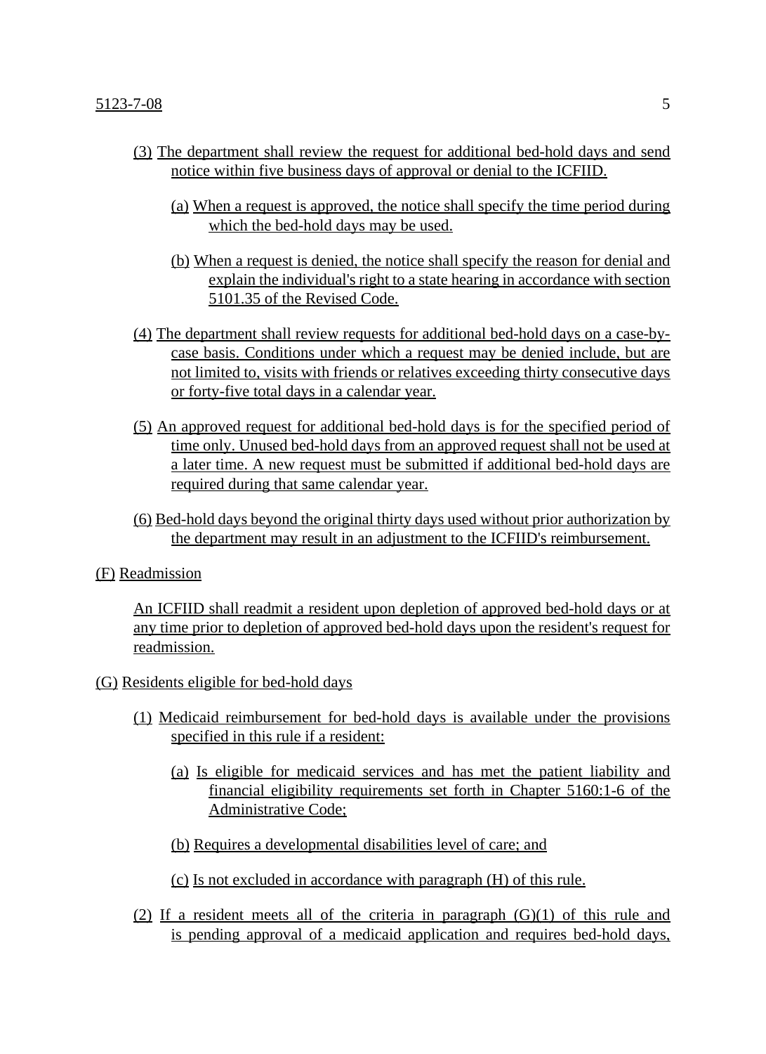(3) The department shall review the request for additional bed-hold days and send notice within five business days of approval or denial to the ICFIID.

  (a) When a request is approved, the notice shall specify the time period during which the bed-hold days may be used.

  (b) When a request is denied, the notice shall specify the reason for denial and explain the individual's right to a state hearing in accordance with section 5101.35 of the Revised Code.

(4) The department shall review requests for additional bed-hold days on a case-by-case basis. Conditions under which a request may be denied include, but are not limited to, visits with friends or relatives exceeding thirty consecutive days or forty-five total days in a calendar year.

(5) An approved request for additional bed-hold days is for the specified period of time only. Unused bed-hold days from an approved request shall not be used at a later time. A new request must be submitted if additional bed-hold days are required during that same calendar year.

(6) Bed-hold days beyond the original thirty days used without prior authorization by the department may result in an adjustment to the ICFIID's reimbursement.

(F) Readmission

An ICFIID shall readmit a resident upon depletion of approved bed-hold days or at any time prior to depletion of approved bed-hold days upon the resident's request for readmission.

(G) Residents eligible for bed-hold days

(1) Medicaid reimbursement for bed-hold days is available under the provisions specified in this rule if a resident:

  (a) Is eligible for medicaid services and has met the patient liability and financial eligibility requirements set forth in Chapter 5160:1-6 of the Administrative Code;

  (b) Requires a developmental disabilities level of care; and

  (c) Is not excluded in accordance with paragraph (H) of this rule.

(2) If a resident meets all of the criteria in paragraph (G)(1) of this rule and is pending approval of a medicaid application and requires bed-hold days,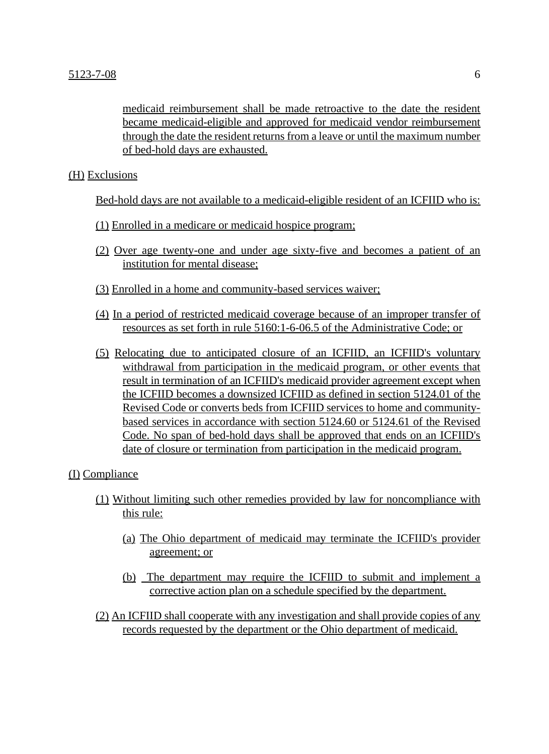medicaid reimbursement shall be made retroactive to the date the resident became medicaid-eligible and approved for medicaid vendor reimbursement through the date the resident returns from a leave or until the maximum number of bed-hold days are exhausted.

(H) Exclusions

Bed-hold days are not available to a medicaid-eligible resident of an ICFIID who is:

(1) Enrolled in a medicare or medicaid hospice program;

(2) Over age twenty-one and under age sixty-five and becomes a patient of an institution for mental disease;

(3) Enrolled in a home and community-based services waiver;

(4) In a period of restricted medicaid coverage because of an improper transfer of resources as set forth in rule 5160:1-6-06.5 of the Administrative Code; or

(5) Relocating due to anticipated closure of an ICFIID, an ICFIID's voluntary withdrawal from participation in the medicaid program, or other events that result in termination of an ICFIID's medicaid provider agreement except when the ICFIID becomes a downsized ICFIID as defined in section 5124.01 of the Revised Code or converts beds from ICFIID services to home and community-based services in accordance with section 5124.60 or 5124.61 of the Revised Code. No span of bed-hold days shall be approved that ends on an ICFIID's date of closure or termination from participation in the medicaid program.

(I) Compliance

(1) Without limiting such other remedies provided by law for noncompliance with this rule:

(a) The Ohio department of medicaid may terminate the ICFIID's provider agreement; or

(b) The department may require the ICFIID to submit and implement a corrective action plan on a schedule specified by the department.

(2) An ICFIID shall cooperate with any investigation and shall provide copies of any records requested by the department or the Ohio department of medicaid.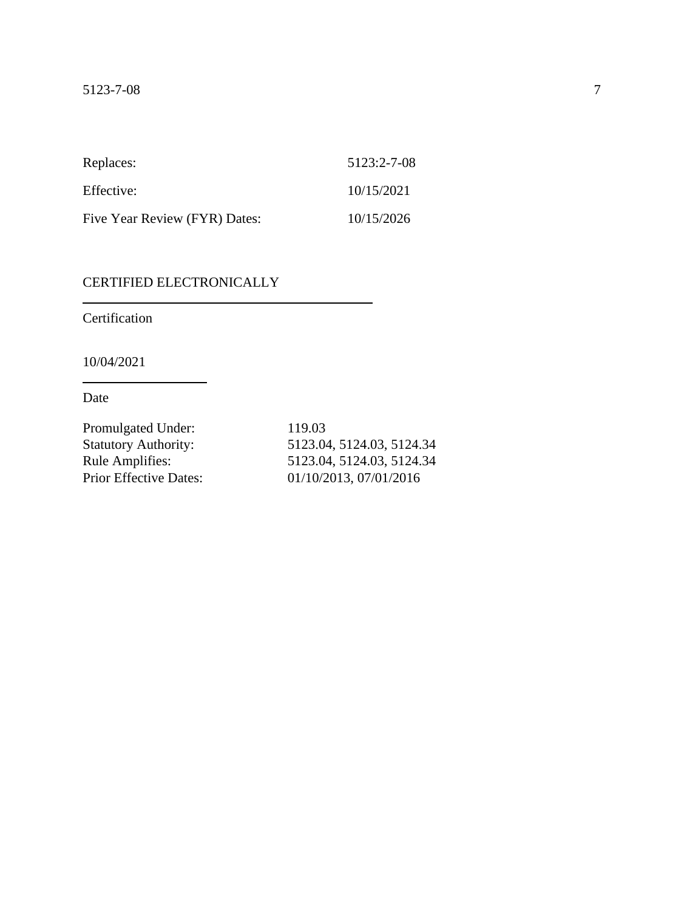| | |
|---|---|
| Replaces: | 5123:2-7-08 |
| Effective: | 10/15/2021 |
| Five Year Review (FYR) Dates: | 10/15/2026 |

CERTIFIED ELECTRONICALLY

Certification

10/04/2021

Date

| | |
|---|---|
| Promulgated Under: | 119.03 |
| Statutory Authority: | 5123.04, 5124.03, 5124.34 |
| Rule Amplifies: | 5123.04, 5124.03, 5124.34 |
| Prior Effective Dates: | 01/10/2013, 07/01/2016 |